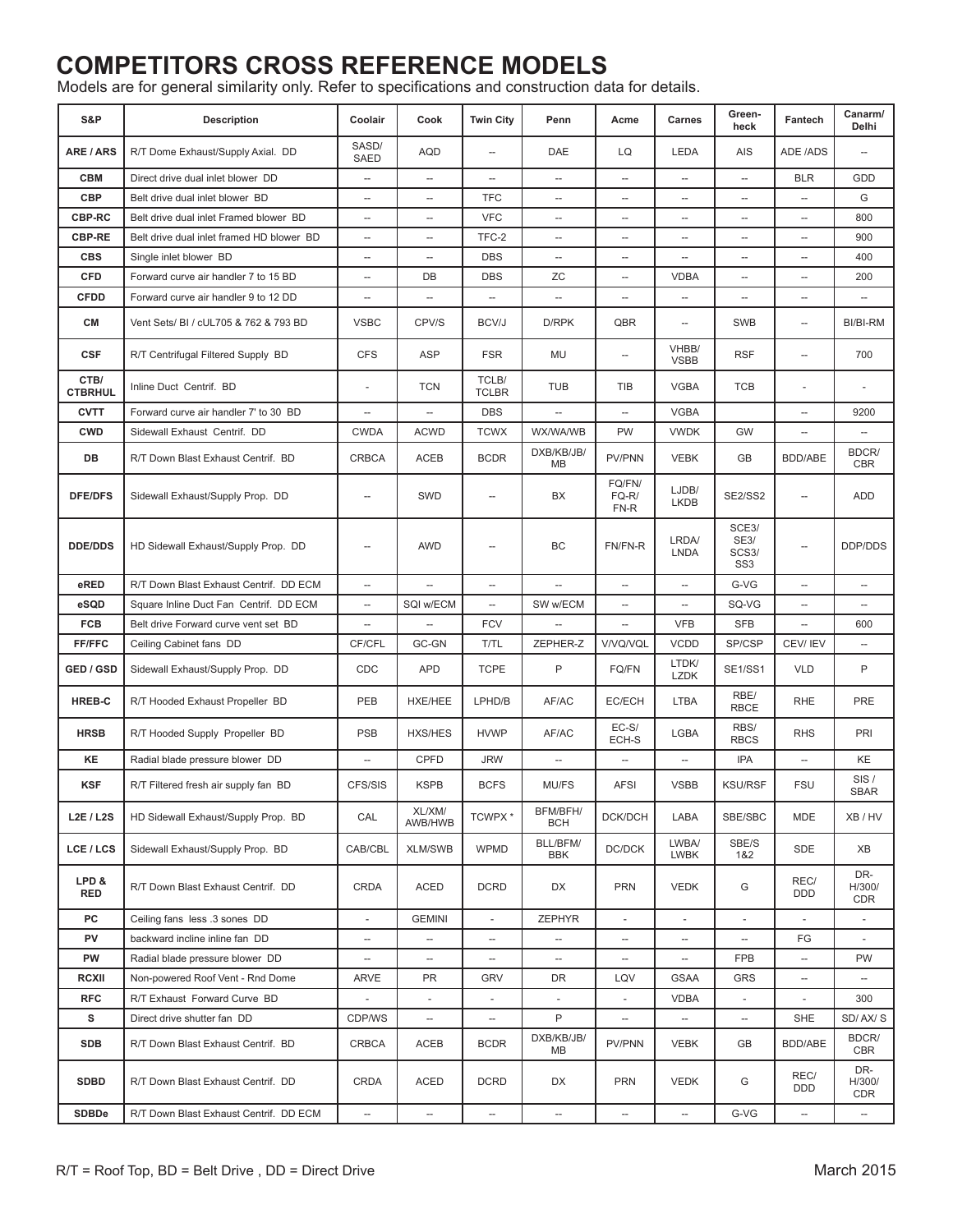# COMPETITORS CROSS REFERENCE MODELS

Models are for general similarity only. Refer to specifications and construction data for details.

| S&P | Description | Coolair | Cook | Twin City | Penn | Acme | Carnes | Green-heck | Fantech | Canarm/ Delhi |
|---|---|---|---|---|---|---|---|---|---|---|
| ARE / ARS | R/T Dome Exhaust/Supply Axial. DD | SASD/ SAED | AQD | -- | DAE | LQ | LEDA | AIS | ADE /ADS | -- |
| CBM | Direct drive dual inlet blower DD | -- | -- | -- | -- | -- | -- | -- | BLR | GDD |
| CBP | Belt drive dual inlet blower BD | -- | -- | TFC | -- | -- | -- | -- | -- | G |
| CBP-RC | Belt drive dual inlet Framed blower BD | -- | -- | VFC | -- | -- | -- | -- | -- | 800 |
| CBP-RE | Belt drive dual inlet framed HD blower BD | -- | -- | TFC-2 | -- | -- | -- | -- | -- | 900 |
| CBS | Single inlet blower BD | -- | -- | DBS | -- | -- | -- | -- | -- | 400 |
| CFD | Forward curve air handler 7 to 15 BD | -- | DB | DBS | ZC | -- | VDBA | -- | -- | 200 |
| CFDD | Forward curve air handler 9 to 12 DD | -- | -- | -- | -- | -- | -- | -- | -- | -- |
| CM | Vent Sets/ BI / cUL705 & 762 & 793 BD | VSBC | CPV/S | BCV/J | D/RPK | QBR | -- | SWB | -- | BI/BI-RM |
| CSF | R/T Centrifugal Filtered Supply BD | CFS | ASP | FSR | MU | -- | VHBB/ VSBB | RSF | -- | 700 |
| CTB/ CTBRHUL | Inline Duct Centrif. BD | - | TCN | TCLB/ TCLBR | TUB | TIB | VGBA | TCB | - | - |
| CVTT | Forward curve air handler 7' to 30 BD | -- | -- | DBS | -- | -- | VGBA | | -- | 9200 |
| CWD | Sidewall Exhaust Centrif. DD | CWDA | ACWD | TCWX | WX/WA/WB | PW | VWDK | GW | -- | -- |
| DB | R/T Down Blast Exhaust Centrif. BD | CRBCA | ACEB | BCDR | DXB/KB/JB/ MB | PV/PNN | VEBK | GB | BDD/ABE | BDCR/ CBR |
| DFE/DFS | Sidewall Exhaust/Supply Prop. DD | -- | SWD | -- | BX | FQ/FN/ FQ-R/ FN-R | LJDB/ LKDB | SE2/SS2 | -- | ADD |
| DDE/DDS | HD Sidewall Exhaust/Supply Prop. DD | -- | AWD | -- | BC | FN/FN-R | LRDA/ LNDA | SCE3/ SE3/ SCS3/ SS3 | -- | DDP/DDS |
| eRED | R/T Down Blast Exhaust Centrif. DD ECM | -- | -- | -- | -- | -- | -- | G-VG | -- | -- |
| eSQD | Square Inline Duct Fan Centrif. DD ECM | -- | SQI w/ECM | -- | SW w/ECM | -- | -- | SQ-VG | -- | -- |
| FCB | Belt drive Forward curve vent set BD | -- | -- | FCV | -- | -- | VFB | SFB | -- | 600 |
| FF/FFC | Ceiling Cabinet fans DD | CF/CFL | GC-GN | T/TL | ZEPHER-Z | V/VQ/VQL | VCDD | SP/CSP | CEV/ IEV | -- |
| GED / GSD | Sidewall Exhaust/Supply Prop. DD | CDC | APD | TCPE | P | FQ/FN | LTDK/ LZDK | SE1/SS1 | VLD | P |
| HREB-C | R/T Hooded Exhaust Propeller BD | PEB | HXE/HEE | LPHD/B | AF/AC | EC/ECH | LTBA | RBE/ RBCE | RHE | PRE |
| HRSB | R/T Hooded Supply Propeller BD | PSB | HXS/HES | HVWP | AF/AC | EC-S/ ECH-S | LGBA | RBS/ RBCS | RHS | PRI |
| KE | Radial blade pressure blower DD | -- | CPFD | JRW | -- | -- | -- | IPA | -- | KE |
| KSF | R/T Filtered fresh air supply fan BD | CFS/SIS | KSPB | BCFS | MU/FS | AFSI | VSBB | KSU/RSF | FSU | SIS / SBAR |
| L2E / L2S | HD Sidewall Exhaust/Supply Prop. BD | CAL | XL/XM/ AWB/HWB | TCWPX * | BFM/BFH/ BCH | DCK/DCH | LABA | SBE/SBC | MDE | XB / HV |
| LCE / LCS | Sidewall Exhaust/Supply Prop. BD | CAB/CBL | XLM/SWB | WPMD | BLL/BFM/ BBK | DC/DCK | LWBA/ LWBK | SBE/S 1&2 | SDE | XB |
| LPD & RED | R/T Down Blast Exhaust Centrif. DD | CRDA | ACED | DCRD | DX | PRN | VEDK | G | REC/ DDD | DR- H/300/ CDR |
| PC | Ceiling fans less .3 sones DD | - | GEMINI | - | ZEPHYR | - | - | - | - | - |
| PV | backward incline inline fan DD | -- | -- | -- | -- | -- | -- | -- | FG | - |
| PW | Radial blade pressure blower DD | -- | -- | -- | -- | -- | -- | FPB | -- | PW |
| RCXII | Non-powered Roof Vent - Rnd Dome | ARVE | PR | GRV | DR | LQV | GSAA | GRS | -- | -- |
| RFC | R/T Exhaust Forward Curve BD | - | - | - | - | - | VDBA | - | - | 300 |
| S | Direct drive shutter fan DD | CDP/WS | -- | -- | P | -- | -- | -- | SHE | SD/ AX/ S |
| SDB | R/T Down Blast Exhaust Centrif. BD | CRBCA | ACEB | BCDR | DXB/KB/JB/ MB | PV/PNN | VEBK | GB | BDD/ABE | BDCR/ CBR |
| SDBD | R/T Down Blast Exhaust Centrif. DD | CRDA | ACED | DCRD | DX | PRN | VEDK | G | REC/ DDD | DR- H/300/ CDR |
| SDBDe | R/T Down Blast Exhaust Centrif. DD ECM | -- | -- | -- | -- | -- | -- | G-VG | -- | -- |

R/T = Roof Top, BD = Belt Drive , DD = Direct Drive

March 2015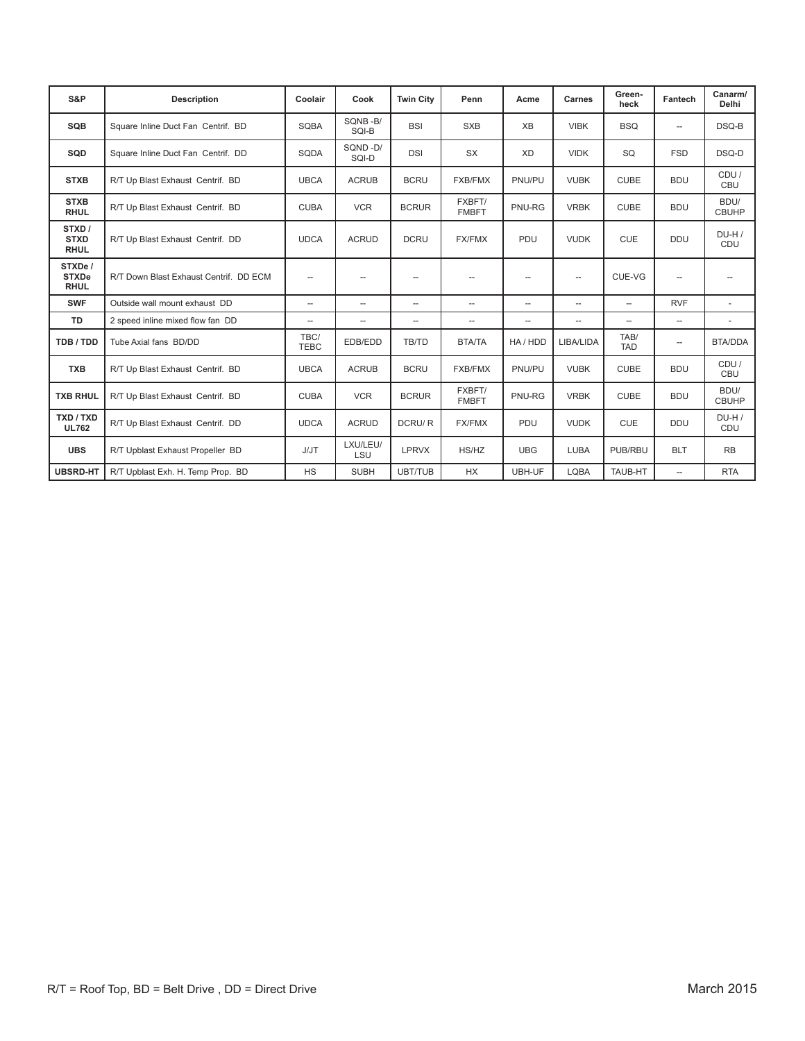| S&P | Description | Coolair | Cook | Twin City | Penn | Acme | Carnes | Green-heck | Fantech | Canarm/ Delhi |
|---|---|---|---|---|---|---|---|---|---|---|
| **SQB** | Square Inline Duct Fan Centrif. BD | SQBA | SQNB -B/ SQI-B | BSI | SXB | XB | VIBK | BSQ | -- | DSQ-B |
| **SQD** | Square Inline Duct Fan Centrif. DD | SQDA | SQND -D/ SQI-D | DSI | SX | XD | VIDK | SQ | FSD | DSQ-D |
| **STXB** | R/T Up Blast Exhaust Centrif. BD | UBCA | ACRUB | BCRU | FXB/FMX | PNU/PU | VUBK | CUBE | BDU | CDU / CBU |
| **STXB RHUL** | R/T Up Blast Exhaust Centrif. BD | CUBA | VCR | BCRUR | FXBFT/ FMBFT | PNU-RG | VRBK | CUBE | BDU | BDU/ CBUHP |
| **STXD / STXD RHUL** | R/T Up Blast Exhaust Centrif. DD | UDCA | ACRUD | DCRU | FX/FMX | PDU | VUDK | CUE | DDU | DU-H / CDU |
| **STXDe / STXDe RHUL** | R/T Down Blast Exhaust Centrif. DD ECM | -- | -- | -- | -- | -- | -- | CUE-VG | -- | -- |
| **SWF** | Outside wall mount exhaust DD | -- | -- | -- | -- | -- | -- | -- | RVF | - |
| **TD** | 2 speed inline mixed flow fan DD | -- | -- | -- | -- | -- | -- | -- | -- | - |
| **TDB / TDD** | Tube Axial fans BD/DD | TBC/ TEBC | EDB/EDD | TB/TD | BTA/TA | HA / HDD | LIBA/LIDA | TAB/ TAD | -- | BTA/DDA |
| **TXB** | R/T Up Blast Exhaust Centrif. BD | UBCA | ACRUB | BCRU | FXB/FMX | PNU/PU | VUBK | CUBE | BDU | CDU / CBU |
| **TXB RHUL** | R/T Up Blast Exhaust Centrif. BD | CUBA | VCR | BCRUR | FXBFT/ FMBFT | PNU-RG | VRBK | CUBE | BDU | BDU/ CBUHP |
| **TXD / TXD UL762** | R/T Up Blast Exhaust Centrif. DD | UDCA | ACRUD | DCRU/ R | FX/FMX | PDU | VUDK | CUE | DDU | DU-H / CDU |
| **UBS** | R/T Upblast Exhaust Propeller BD | J/JT | LXU/LEU/ LSU | LPRVX | HS/HZ | UBG | LUBA | PUB/RBU | BLT | RB |
| **UBSRD-HT** | R/T Upblast Exh. H. Temp Prop. BD | HS | SUBH | UBT/TUB | HX | UBH-UF | LQBA | TAUB-HT | -- | RTA |

R/T = Roof Top, BD = Belt Drive , DD = Direct Drive

March 2015